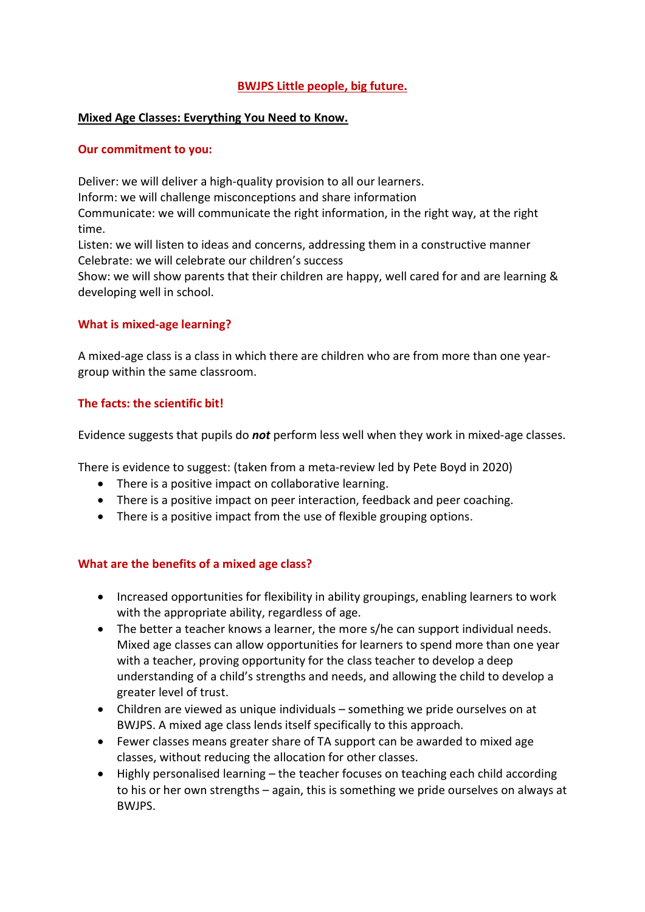# BWJPS Little people, big future.

## Mixed Age Classes: Everything You Need to Know.

### Our commitment to you:

Deliver: we will deliver a high-quality provision to all our learners.
Inform: we will challenge misconceptions and share information
Communicate: we will communicate the right information, in the right way, at the right time.
Listen: we will listen to ideas and concerns, addressing them in a constructive manner
Celebrate: we will celebrate our children's success
Show: we will show parents that their children are happy, well cared for and are learning & developing well in school.

### What is mixed-age learning?

A mixed-age class is a class in which there are children who are from more than one year-group within the same classroom.

### The facts: the scientific bit!

Evidence suggests that pupils do ***not*** perform less well when they work in mixed-age classes.

There is evidence to suggest: (taken from a meta-review led by Pete Boyd in 2020)

- There is a positive impact on collaborative learning.
- There is a positive impact on peer interaction, feedback and peer coaching.
- There is a positive impact from the use of flexible grouping options.

### What are the benefits of a mixed age class?

- Increased opportunities for flexibility in ability groupings, enabling learners to work with the appropriate ability, regardless of age.
- The better a teacher knows a learner, the more s/he can support individual needs. Mixed age classes can allow opportunities for learners to spend more than one year with a teacher, proving opportunity for the class teacher to develop a deep understanding of a child's strengths and needs, and allowing the child to develop a greater level of trust.
- Children are viewed as unique individuals – something we pride ourselves on at BWJPS. A mixed age class lends itself specifically to this approach.
- Fewer classes means greater share of TA support can be awarded to mixed age classes, without reducing the allocation for other classes.
- Highly personalised learning – the teacher focuses on teaching each child according to his or her own strengths – again, this is something we pride ourselves on always at BWJPS.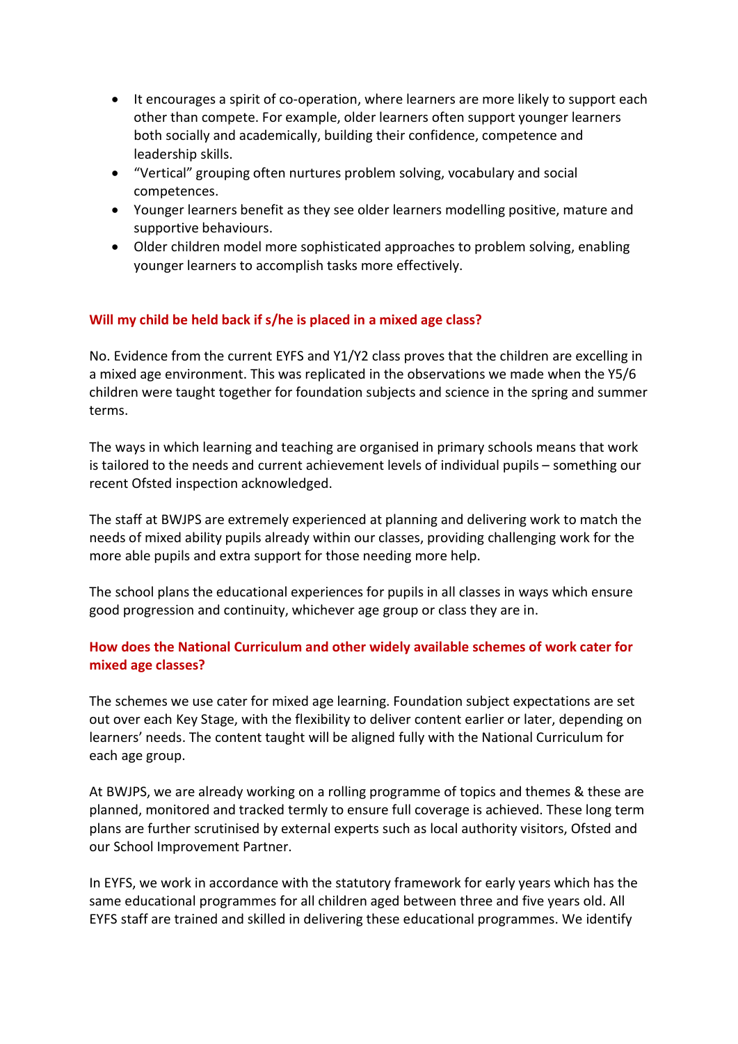- It encourages a spirit of co-operation, where learners are more likely to support each other than compete. For example, older learners often support younger learners both socially and academically, building their confidence, competence and leadership skills.
- "Vertical" grouping often nurtures problem solving, vocabulary and social competences.
- Younger learners benefit as they see older learners modelling positive, mature and supportive behaviours.
- Older children model more sophisticated approaches to problem solving, enabling younger learners to accomplish tasks more effectively.

## Will my child be held back if s/he is placed in a mixed age class?

No. Evidence from the current EYFS and Y1/Y2 class proves that the children are excelling in a mixed age environment. This was replicated in the observations we made when the Y5/6 children were taught together for foundation subjects and science in the spring and summer terms.

The ways in which learning and teaching are organised in primary schools means that work is tailored to the needs and current achievement levels of individual pupils – something our recent Ofsted inspection acknowledged.

The staff at BWJPS are extremely experienced at planning and delivering work to match the needs of mixed ability pupils already within our classes, providing challenging work for the more able pupils and extra support for those needing more help.

The school plans the educational experiences for pupils in all classes in ways which ensure good progression and continuity, whichever age group or class they are in.

## How does the National Curriculum and other widely available schemes of work cater for mixed age classes?

The schemes we use cater for mixed age learning. Foundation subject expectations are set out over each Key Stage, with the flexibility to deliver content earlier or later, depending on learners' needs. The content taught will be aligned fully with the National Curriculum for each age group.

At BWJPS, we are already working on a rolling programme of topics and themes & these are planned, monitored and tracked termly to ensure full coverage is achieved. These long term plans are further scrutinised by external experts such as local authority visitors, Ofsted and our School Improvement Partner.

In EYFS, we work in accordance with the statutory framework for early years which has the same educational programmes for all children aged between three and five years old. All EYFS staff are trained and skilled in delivering these educational programmes. We identify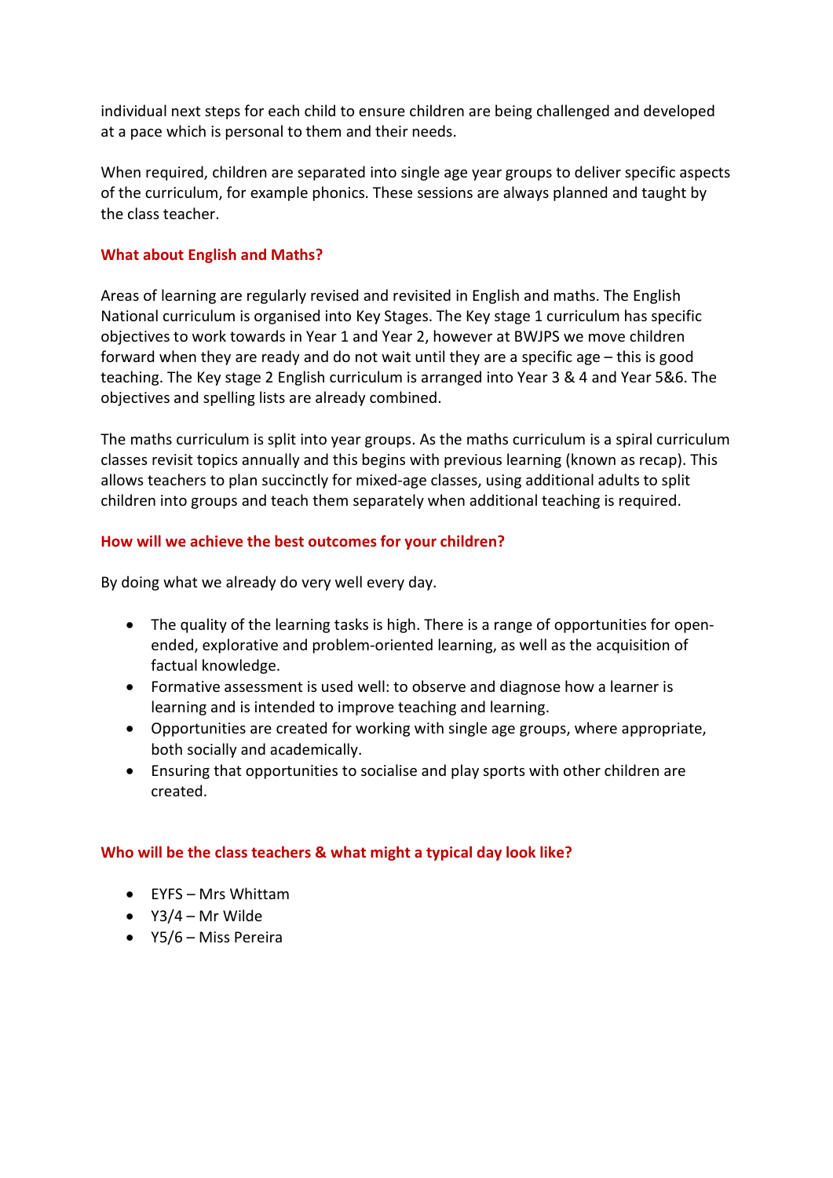individual next steps for each child to ensure children are being challenged and developed at a pace which is personal to them and their needs.

When required, children are separated into single age year groups to deliver specific aspects of the curriculum, for example phonics. These sessions are always planned and taught by the class teacher.

### What about English and Maths?

Areas of learning are regularly revised and revisited in English and maths. The English National curriculum is organised into Key Stages. The Key stage 1 curriculum has specific objectives to work towards in Year 1 and Year 2, however at BWJPS we move children forward when they are ready and do not wait until they are a specific age – this is good teaching. The Key stage 2 English curriculum is arranged into Year 3 & 4 and Year 5&6. The objectives and spelling lists are already combined.

The maths curriculum is split into year groups. As the maths curriculum is a spiral curriculum classes revisit topics annually and this begins with previous learning (known as recap). This allows teachers to plan succinctly for mixed-age classes, using additional adults to split children into groups and teach them separately when additional teaching is required.

### How will we achieve the best outcomes for your children?

By doing what we already do very well every day.

- The quality of the learning tasks is high. There is a range of opportunities for open-ended, explorative and problem-oriented learning, as well as the acquisition of factual knowledge.
- Formative assessment is used well: to observe and diagnose how a learner is learning and is intended to improve teaching and learning.
- Opportunities are created for working with single age groups, where appropriate, both socially and academically.
- Ensuring that opportunities to socialise and play sports with other children are created.

### Who will be the class teachers & what might a typical day look like?

- EYFS – Mrs Whittam
- Y3/4 – Mr Wilde
- Y5/6 – Miss Pereira